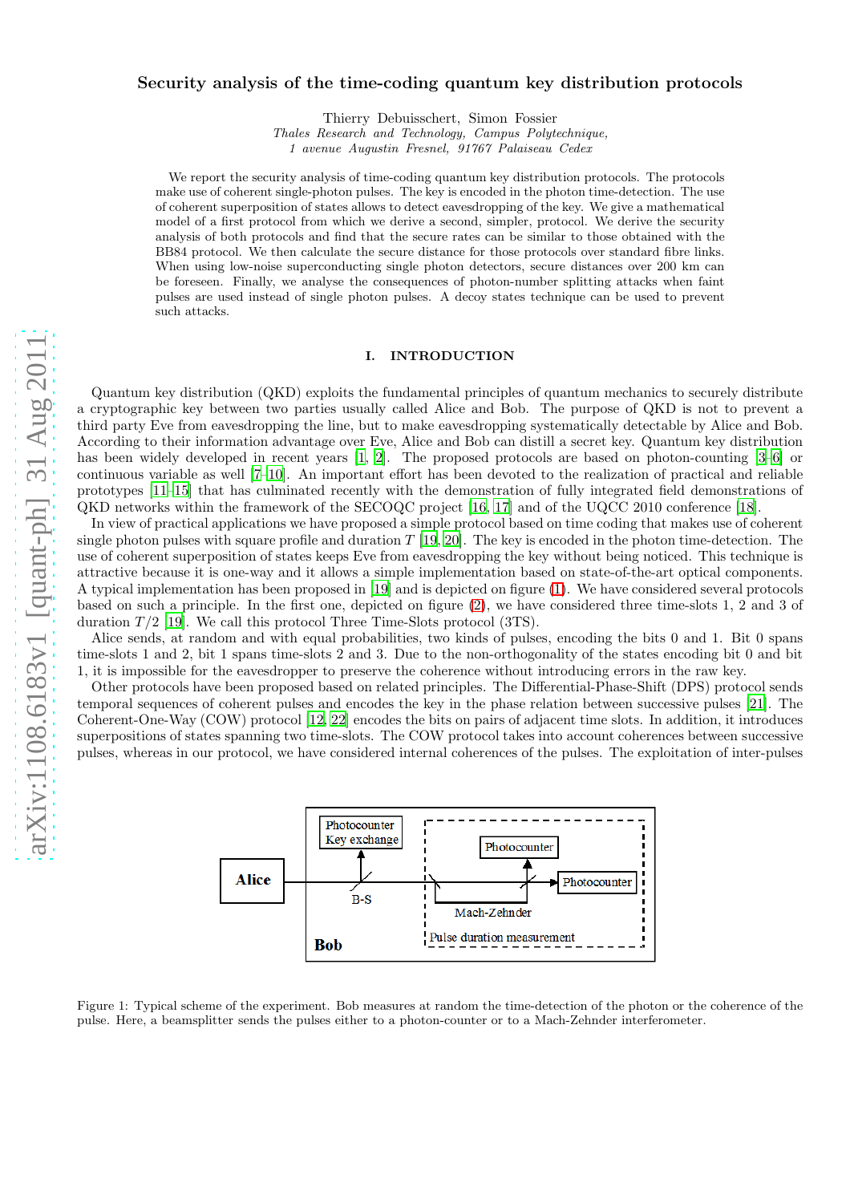# Security analysis of the time-coding quantum key distribution protocols

Thierry Debuisschert, Simon Fossier

*Thales Research and Technology, Campus Polytechnique, 1 avenue Augustin Fresnel, 91767 Palaiseau Cedex*

We report the security analysis of time-coding quantum key distribution protocols. The protocols make use of coherent single-photon pulses. The key is encoded in the photon time-detection. The use of coherent superposition of states allows to detect eavesdropping of the key. We give a mathematical model of a first protocol from which we derive a second, simpler, protocol. We derive the security analysis of both protocols and find that the secure rates can be similar to those obtained with the BB84 protocol. We then calculate the secure distance for those protocols over standard fibre links. When using low-noise superconducting single photon detectors, secure distances over 200 km can be foreseen. Finally, we analyse the consequences of photon-number splitting attacks when faint pulses are used instead of single photon pulses. A decoy states technique can be used to prevent such attacks.

## I. INTRODUCTION

Quantum key distribution (QKD) exploits the fundamental principles of quantum mechanics to securely distribute a cryptographic key between two parties usually called Alice and Bob. The purpose of QKD is not to prevent a third party Eve from eavesdropping the line, but to make eavesdropping systematically detectable by Alice and Bob. According to their information advantage over Eve, Alice and Bob can distill a secret key. Quantum key distribution has been widely developed in recent years [1, 2]. The proposed protocols are based on photon-counting [3–6] or continuous variable as well [7–10]. An important effort has been devoted to the realization of practical and reliable prototypes [11–15] that has culminated recently with the demonstration of fully integrated field demonstrations of QKD networks within the framework of the SECOQC project [16, 17] and of the UQCC 2010 conference [18].

In view of practical applications we have proposed a simple protocol based on time coding that makes use of coherent single photon pulses with square profile and duration $T$ [19, 20]. The key is encoded in the photon time-detection. The use of coherent superposition of states keeps Eve from eavesdropping the key without being noticed. This technique is attractive because it is one-way and it allows a simple implementation based on state-of-the-art optical components. A typical implementation has been proposed in [19] and is depicted on figure (1). We have considered several protocols based on such a principle. In the first one, depicted on figure (2), we have considered three time-slots 1, 2 and 3 of duration $T/2$ [19]. We call this protocol Three Time-Slots protocol (3TS).

Alice sends, at random and with equal probabilities, two kinds of pulses, encoding the bits 0 and 1. Bit 0 spans time-slots 1 and 2, bit 1 spans time-slots 2 and 3. Due to the non-orthogonality of the states encoding bit 0 and bit 1, it is impossible for the eavesdropper to preserve the coherence without introducing errors in the raw key.

Other protocols have been proposed based on related principles. The Differential-Phase-Shift (DPS) protocol sends temporal sequences of coherent pulses and encodes the key in the phase relation between successive pulses [21]. The Coherent-One-Way (COW) protocol [12, 22] encodes the bits on pairs of adjacent time slots. In addition, it introduces superpositions of states spanning two time-slots. The COW protocol takes into account coherences between successive pulses, whereas in our protocol, we have considered internal coherences of the pulses. The exploitation of inter-pulses

Figure 1: Typical scheme of the experiment. Bob measures at random the time-detection of the photon or the coherence of the pulse. Here, a beamsplitter sends the pulses either to a photon-counter or to a Mach-Zehnder interferometer.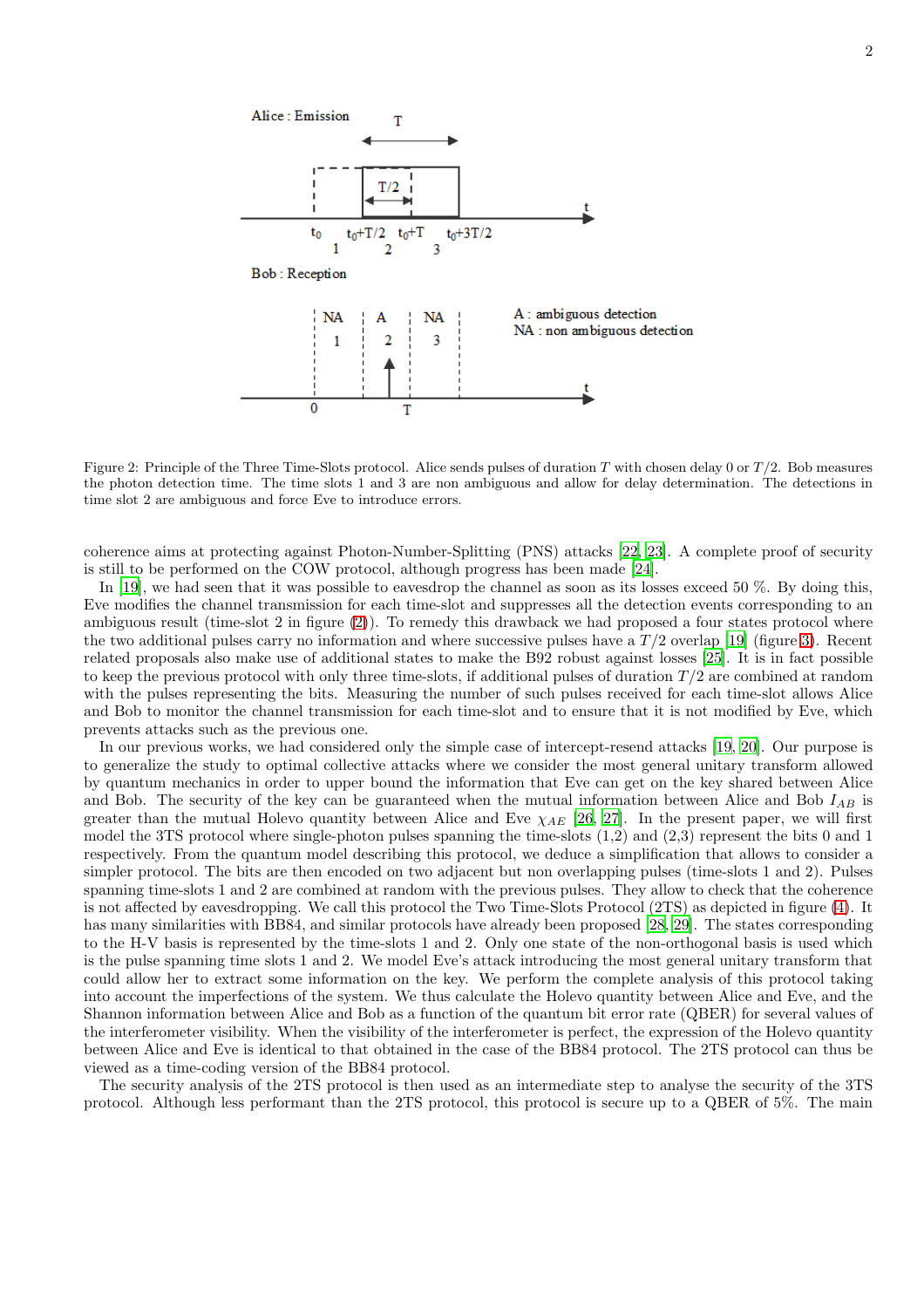Alice : Emission

Bob : Reception

A : ambiguous detection
NA : non ambiguous detection

Figure 2: Principle of the Three Time-Slots protocol. Alice sends pulses of duration $T$ with chosen delay 0 or $T/2$. Bob measures the photon detection time. The time slots 1 and 3 are non ambiguous and allow for delay determination. The detections in time slot 2 are ambiguous and force Eve to introduce errors.

coherence aims at protecting against Photon-Number-Splitting (PNS) attacks [22, 23]. A complete proof of security is still to be performed on the COW protocol, although progress has been made [24].

In [19], we had seen that it was possible to eavesdrop the channel as soon as its losses exceed 50 %. By doing this, Eve modifies the channel transmission for each time-slot and suppresses all the detection events corresponding to an ambiguous result (time-slot 2 in figure (2)). To remedy this drawback we had proposed a four states protocol where the two additional pulses carry no information and where successive pulses have a $T/2$ overlap [19] (figure 3). Recent related proposals also make use of additional states to make the B92 robust against losses [25]. It is in fact possible to keep the previous protocol with only three time-slots, if additional pulses of duration $T/2$ are combined at random with the pulses representing the bits. Measuring the number of such pulses received for each time-slot allows Alice and Bob to monitor the channel transmission for each time-slot and to ensure that it is not modified by Eve, which prevents attacks such as the previous one.

In our previous works, we had considered only the simple case of intercept-resend attacks [19, 20]. Our purpose is to generalize the study to optimal collective attacks where we consider the most general unitary transform allowed by quantum mechanics in order to upper bound the information that Eve can get on the key shared between Alice and Bob. The security of the key can be guaranteed when the mutual information between Alice and Bob $I_{AB}$ is greater than the mutual Holevo quantity between Alice and Eve $\chi_{AE}$ [26, 27]. In the present paper, we will first model the 3TS protocol where single-photon pulses spanning the time-slots (1,2) and (2,3) represent the bits 0 and 1 respectively. From the quantum model describing this protocol, we deduce a simplification that allows to consider a simpler protocol. The bits are then encoded on two adjacent but non overlapping pulses (time-slots 1 and 2). Pulses spanning time-slots 1 and 2 are combined at random with the previous pulses. They allow to check that the coherence is not affected by eavesdropping. We call this protocol the Two Time-Slots Protocol (2TS) as depicted in figure (4). It has many similarities with BB84, and similar protocols have already been proposed [28, 29]. The states corresponding to the H-V basis is represented by the time-slots 1 and 2. Only one state of the non-orthogonal basis is used which is the pulse spanning time slots 1 and 2. We model Eve's attack introducing the most general unitary transform that could allow her to extract some information on the key. We perform the complete analysis of this protocol taking into account the imperfections of the system. We thus calculate the Holevo quantity between Alice and Eve, and the Shannon information between Alice and Bob as a function of the quantum bit error rate (QBER) for several values of the interferometer visibility. When the visibility of the interferometer is perfect, the expression of the Holevo quantity between Alice and Eve is identical to that obtained in the case of the BB84 protocol. The 2TS protocol can thus be viewed as a time-coding version of the BB84 protocol.

The security analysis of the 2TS protocol is then used as an intermediate step to analyse the security of the 3TS protocol. Although less performant than the 2TS protocol, this protocol is secure up to a QBER of 5%. The main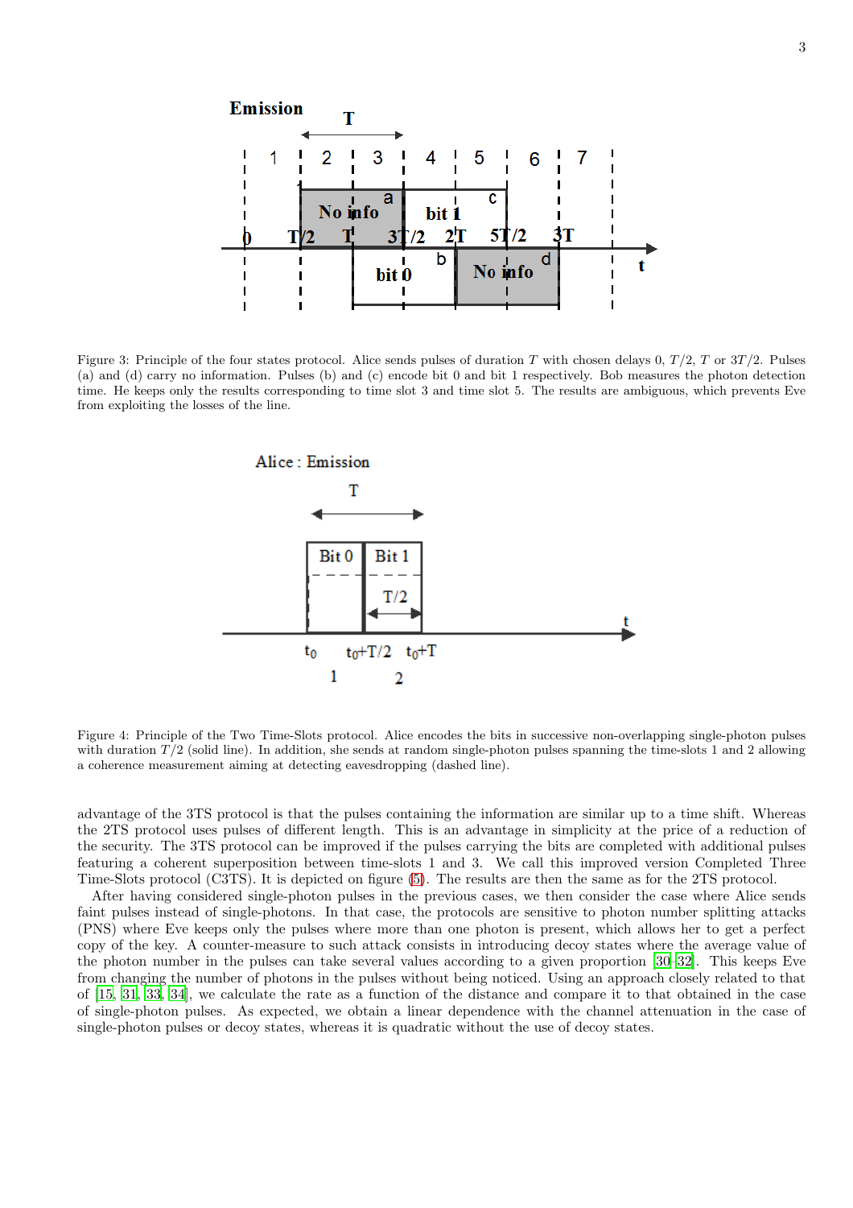Figure 3: Principle of the four states protocol. Alice sends pulses of duration $T$ with chosen delays 0, $T/2$, $T$ or $3T/2$. Pulses (a) and (d) carry no information. Pulses (b) and (c) encode bit 0 and bit 1 respectively. Bob measures the photon detection time. He keeps only the results corresponding to time slot 3 and time slot 5. The results are ambiguous, which prevents Eve from exploiting the losses of the line.

Figure 4: Principle of the Two Time-Slots protocol. Alice encodes the bits in successive non-overlapping single-photon pulses with duration $T/2$ (solid line). In addition, she sends at random single-photon pulses spanning the time-slots 1 and 2 allowing a coherence measurement aiming at detecting eavesdropping (dashed line).

advantage of the 3TS protocol is that the pulses containing the information are similar up to a time shift. Whereas the 2TS protocol uses pulses of different length. This is an advantage in simplicity at the price of a reduction of the security. The 3TS protocol can be improved if the pulses carrying the bits are completed with additional pulses featuring a coherent superposition between time-slots 1 and 3. We call this improved version Completed Three Time-Slots protocol (C3TS). It is depicted on figure (5). The results are then the same as for the 2TS protocol.

After having considered single-photon pulses in the previous cases, we then consider the case where Alice sends faint pulses instead of single-photons. In that case, the protocols are sensitive to photon number splitting attacks (PNS) where Eve keeps only the pulses where more than one photon is present, which allows her to get a perfect copy of the key. A counter-measure to such attack consists in introducing decoy states where the average value of the photon number in the pulses can take several values according to a given proportion [30–32]. This keeps Eve from changing the number of photons in the pulses without being noticed. Using an approach closely related to that of [15, 31, 33, 34], we calculate the rate as a function of the distance and compare it to that obtained in the case of single-photon pulses. As expected, we obtain a linear dependence with the channel attenuation in the case of single-photon pulses or decoy states, whereas it is quadratic without the use of decoy states.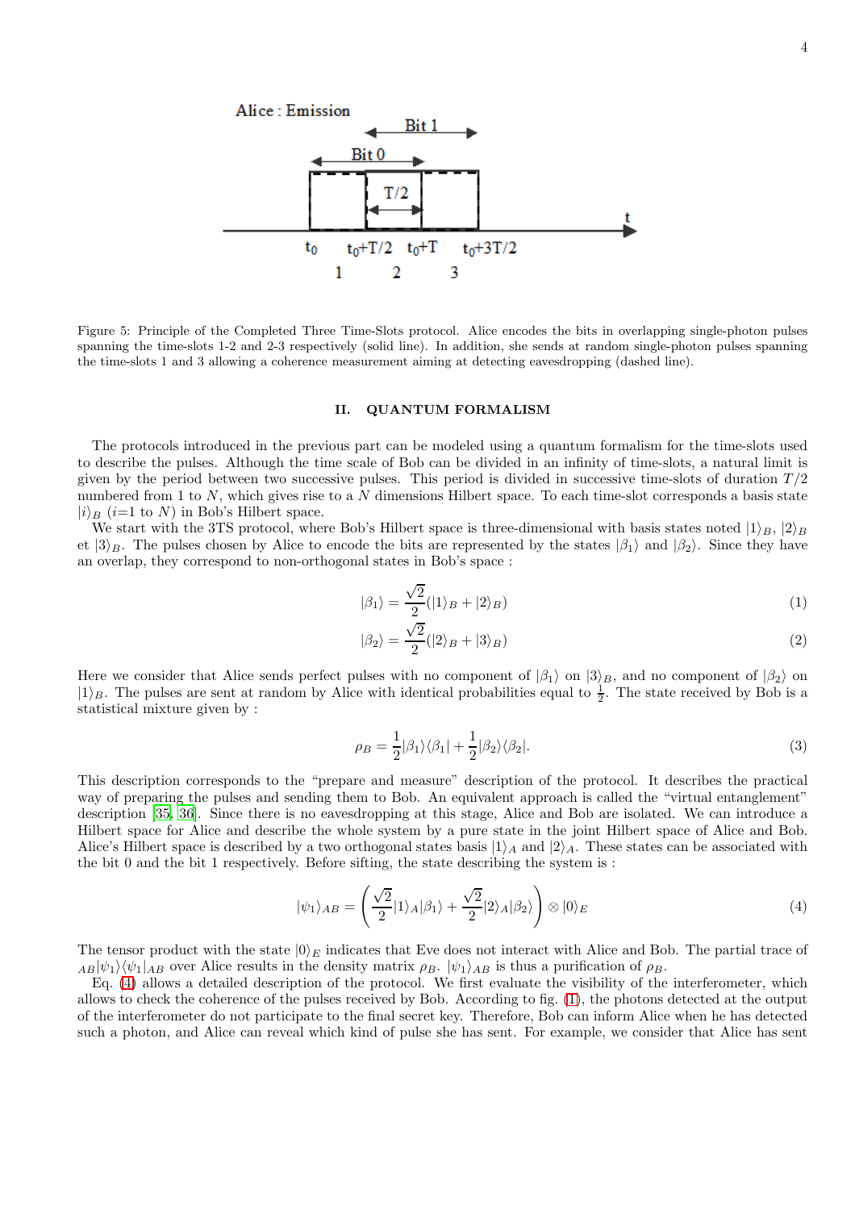Figure 5: Principle of the Completed Three Time-Slots protocol. Alice encodes the bits in overlapping single-photon pulses spanning the time-slots 1-2 and 2-3 respectively (solid line). In addition, she sends at random single-photon pulses spanning the time-slots 1 and 3 allowing a coherence measurement aiming at detecting eavesdropping (dashed line).

## II. QUANTUM FORMALISM

The protocols introduced in the previous part can be modeled using a quantum formalism for the time-slots used to describe the pulses. Although the time scale of Bob can be divided in an infinity of time-slots, a natural limit is given by the period between two successive pulses. This period is divided in successive time-slots of duration $T/2$ numbered from 1 to $N$, which gives rise to a $N$ dimensions Hilbert space. To each time-slot corresponds a basis state $|i\rangle_B$ ($i$=1 to $N$) in Bob's Hilbert space.

We start with the 3TS protocol, where Bob's Hilbert space is three-dimensional with basis states noted $|1\rangle_B$, $|2\rangle_B$ et $|3\rangle_B$. The pulses chosen by Alice to encode the bits are represented by the states $|\beta_1\rangle$ and $|\beta_2\rangle$. Since they have an overlap, they correspond to non-orthogonal states in Bob's space :

$$|\beta_1\rangle = \frac{\sqrt{2}}{2}(|1\rangle_B + |2\rangle_B) \tag{1}$$

$$|\beta_2\rangle = \frac{\sqrt{2}}{2}(|2\rangle_B + |3\rangle_B) \tag{2}$$

Here we consider that Alice sends perfect pulses with no component of $|\beta_1\rangle$ on $|3\rangle_B$, and no component of $|\beta_2\rangle$ on $|1\rangle_B$. The pulses are sent at random by Alice with identical probabilities equal to $\frac{1}{2}$. The state received by Bob is a statistical mixture given by :

$$\rho_B = \frac{1}{2}|\beta_1\rangle\langle\beta_1| + \frac{1}{2}|\beta_2\rangle\langle\beta_2|. \tag{3}$$

This description corresponds to the "prepare and measure" description of the protocol. It describes the practical way of preparing the pulses and sending them to Bob. An equivalent approach is called the "virtual entanglement" description [35, 36]. Since there is no eavesdropping at this stage, Alice and Bob are isolated. We can introduce a Hilbert space for Alice and describe the whole system by a pure state in the joint Hilbert space of Alice and Bob. Alice's Hilbert space is described by a two orthogonal states basis $|1\rangle_A$ and $|2\rangle_A$. These states can be associated with the bit 0 and the bit 1 respectively. Before sifting, the state describing the system is :

$$|\psi_1\rangle_{AB} = \left(\frac{\sqrt{2}}{2}|1\rangle_A|\beta_1\rangle + \frac{\sqrt{2}}{2}|2\rangle_A|\beta_2\rangle\right) \otimes |0\rangle_E \tag{4}$$

The tensor product with the state $|0\rangle_E$ indicates that Eve does not interact with Alice and Bob. The partial trace of ${}_{AB}|\psi_1\rangle\langle\psi_1|_{AB}$ over Alice results in the density matrix $\rho_B$. $|\psi_1\rangle_{AB}$ is thus a purification of $\rho_B$.

Eq. (4) allows a detailed description of the protocol. We first evaluate the visibility of the interferometer, which allows to check the coherence of the pulses received by Bob. According to fig. (1), the photons detected at the output of the interferometer do not participate to the final secret key. Therefore, Bob can inform Alice when he has detected such a photon, and Alice can reveal which kind of pulse she has sent. For example, we consider that Alice has sent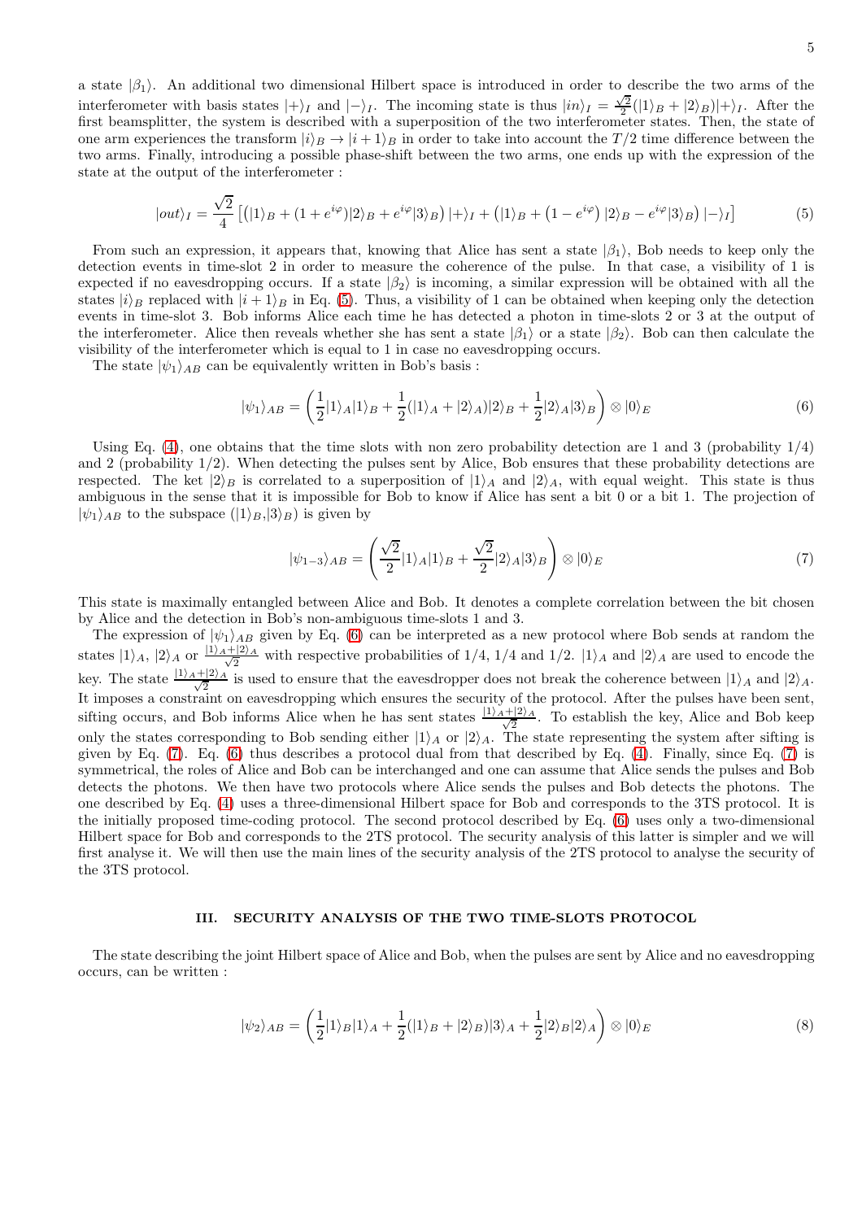a state $|\beta_1\rangle$. An additional two dimensional Hilbert space is introduced in order to describe the two arms of the interferometer with basis states $|+\rangle_I$ and $|-\rangle_I$. The incoming state is thus $|in\rangle_I = \frac{\sqrt{2}}{2}(|1\rangle_B + |2\rangle_B)|+\rangle_I$. After the first beamsplitter, the system is described with a superposition of the two interferometer states. Then, the state of one arm experiences the transform $|i\rangle_B \to |i+1\rangle_B$ in order to take into account the $T/2$ time difference between the two arms. Finally, introducing a possible phase-shift between the two arms, one ends up with the expression of the state at the output of the interferometer :

$$|out\rangle_I = \frac{\sqrt{2}}{4}\left[\left(|1\rangle_B + (1+e^{i\varphi})|2\rangle_B + e^{i\varphi}|3\rangle_B\right)|+\rangle_I + \left(|1\rangle_B + \left(1-e^{i\varphi}\right)|2\rangle_B - e^{i\varphi}|3\rangle_B\right)|-\rangle_I\right] \tag{5}$$

From such an expression, it appears that, knowing that Alice has sent a state $|\beta_1\rangle$, Bob needs to keep only the detection events in time-slot 2 in order to measure the coherence of the pulse. In that case, a visibility of 1 is expected if no eavesdropping occurs. If a state $|\beta_2\rangle$ is incoming, a similar expression will be obtained with all the states $|i\rangle_B$ replaced with $|i+1\rangle_B$ in Eq. (5). Thus, a visibility of 1 can be obtained when keeping only the detection events in time-slot 3. Bob informs Alice each time he has detected a photon in time-slots 2 or 3 at the output of the interferometer. Alice then reveals whether she has sent a state $|\beta_1\rangle$ or a state $|\beta_2\rangle$. Bob can then calculate the visibility of the interferometer which is equal to 1 in case no eavesdropping occurs.

The state $|\psi_1\rangle_{AB}$ can be equivalently written in Bob's basis :

$$|\psi_1\rangle_{AB} = \left(\frac{1}{2}|1\rangle_A|1\rangle_B + \frac{1}{2}(|1\rangle_A + |2\rangle_A)|2\rangle_B + \frac{1}{2}|2\rangle_A|3\rangle_B\right) \otimes |0\rangle_E \tag{6}$$

Using Eq. (4), one obtains that the time slots with non zero probability detection are 1 and 3 (probability 1/4) and 2 (probability 1/2). When detecting the pulses sent by Alice, Bob ensures that these probability detections are respected. The ket $|2\rangle_B$ is correlated to a superposition of $|1\rangle_A$ and $|2\rangle_A$, with equal weight. This state is thus ambiguous in the sense that it is impossible for Bob to know if Alice has sent a bit 0 or a bit 1. The projection of $|\psi_1\rangle_{AB}$ to the subspace ($|1\rangle_B$,$|3\rangle_B$) is given by

$$|\psi_{1-3}\rangle_{AB} = \left(\frac{\sqrt{2}}{2}|1\rangle_A|1\rangle_B + \frac{\sqrt{2}}{2}|2\rangle_A|3\rangle_B\right) \otimes |0\rangle_E \tag{7}$$

This state is maximally entangled between Alice and Bob. It denotes a complete correlation between the bit chosen by Alice and the detection in Bob's non-ambiguous time-slots 1 and 3.

The expression of $|\psi_1\rangle_{AB}$ given by Eq. (6) can be interpreted as a new protocol where Bob sends at random the states $|1\rangle_A$, $|2\rangle_A$ or $\frac{|1\rangle_A+|2\rangle_A}{\sqrt{2}}$ with respective probabilities of 1/4, 1/4 and 1/2. $|1\rangle_A$ and $|2\rangle_A$ are used to encode the key. The state $\frac{|1\rangle_A+|2\rangle_A}{\sqrt{2}}$ is used to ensure that the eavesdropper does not break the coherence between $|1\rangle_A$ and $|2\rangle_A$. It imposes a constraint on eavesdropping which ensures the security of the protocol. After the pulses have been sent, sifting occurs, and Bob informs Alice when he has sent states $\frac{|1\rangle_A+|2\rangle_A}{\sqrt{2}}$. To establish the key, Alice and Bob keep only the states corresponding to Bob sending either $|1\rangle_A$ or $|2\rangle_A$. The state representing the system after sifting is given by Eq. (7). Eq. (6) thus describes a protocol dual from that described by Eq. (4). Finally, since Eq. (7) is symmetrical, the roles of Alice and Bob can be interchanged and one can assume that Alice sends the pulses and Bob detects the photons. We then have two protocols where Alice sends the pulses and Bob detects the photons. The one described by Eq. (4) uses a three-dimensional Hilbert space for Bob and corresponds to the 3TS protocol. It is the initially proposed time-coding protocol. The second protocol described by Eq. (6) uses only a two-dimensional Hilbert space for Bob and corresponds to the 2TS protocol. The security analysis of this latter is simpler and we will first analyse it. We will then use the main lines of the security analysis of the 2TS protocol to analyse the security of the 3TS protocol.

## III. SECURITY ANALYSIS OF THE TWO TIME-SLOTS PROTOCOL

The state describing the joint Hilbert space of Alice and Bob, when the pulses are sent by Alice and no eavesdropping occurs, can be written :

$$|\psi_2\rangle_{AB} = \left(\frac{1}{2}|1\rangle_B|1\rangle_A + \frac{1}{2}(|1\rangle_B + |2\rangle_B)|3\rangle_A + \frac{1}{2}|2\rangle_B|2\rangle_A\right) \otimes |0\rangle_E \tag{8}$$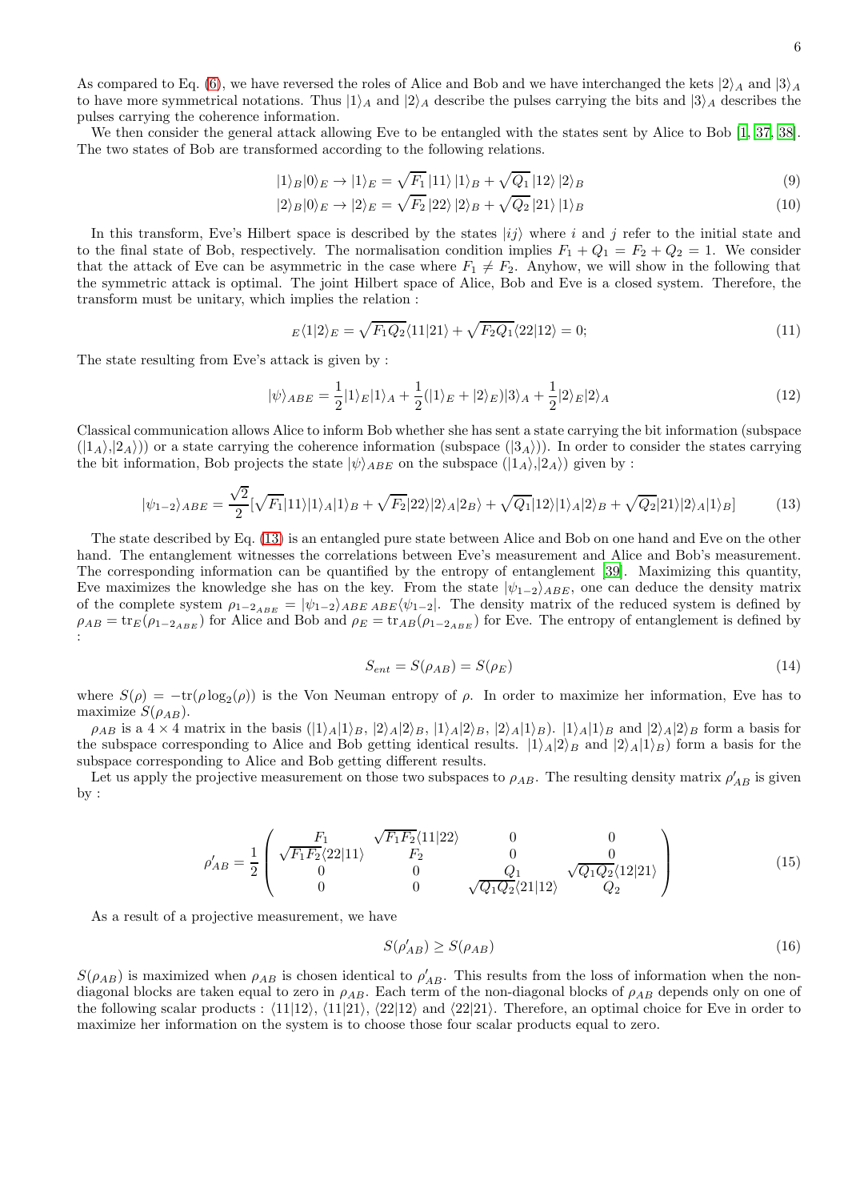As compared to Eq. (6), we have reversed the roles of Alice and Bob and we have interchanged the kets $|2\rangle_A$ and $|3\rangle_A$ to have more symmetrical notations. Thus $|1\rangle_A$ and $|2\rangle_A$ describe the pulses carrying the bits and $|3\rangle_A$ describes the pulses carrying the coherence information.

We then consider the general attack allowing Eve to be entangled with the states sent by Alice to Bob [1, 37, 38]. The two states of Bob are transformed according to the following relations.

$$|1\rangle_B|0\rangle_E \rightarrow |1\rangle_E = \sqrt{F_1}\,|11\rangle\,|1\rangle_B + \sqrt{Q_1}\,|12\rangle\,|2\rangle_B \tag{9}$$

$$|2\rangle_B|0\rangle_E \rightarrow |2\rangle_E = \sqrt{F_2}\,|22\rangle\,|2\rangle_B + \sqrt{Q_2}\,|21\rangle\,|1\rangle_B \tag{10}$$

In this transform, Eve's Hilbert space is described by the states $|ij\rangle$ where $i$ and $j$ refer to the initial state and to the final state of Bob, respectively. The normalisation condition implies $F_1 + Q_1 = F_2 + Q_2 = 1$. We consider that the attack of Eve can be asymmetric in the case where $F_1 \neq F_2$. Anyhow, we will show in the following that the symmetric attack is optimal. The joint Hilbert space of Alice, Bob and Eve is a closed system. Therefore, the transform must be unitary, which implies the relation :

$${}_E\langle 1|2\rangle_E = \sqrt{F_1 Q_2}\langle 11|21\rangle + \sqrt{F_2 Q_1}\langle 22|12\rangle = 0; \tag{11}$$

The state resulting from Eve's attack is given by :

$$|\psi\rangle_{ABE} = \frac{1}{2}|1\rangle_E|1\rangle_A + \frac{1}{2}(|1\rangle_E + |2\rangle_E)|3\rangle_A + \frac{1}{2}|2\rangle_E|2\rangle_A \tag{12}$$

Classical communication allows Alice to inform Bob whether she has sent a state carrying the bit information (subspace $(|1_A\rangle, |2_A\rangle)$) or a state carrying the coherence information (subspace $(|3_A\rangle)$). In order to consider the states carrying the bit information, Bob projects the state $|\psi\rangle_{ABE}$ on the subspace $(|1_A\rangle, |2_A\rangle)$ given by :

$$|\psi_{1-2}\rangle_{ABE} = \frac{\sqrt{2}}{2}[\sqrt{F_1}|11\rangle|1\rangle_A|1\rangle_B + \sqrt{F_2}|22\rangle|2\rangle_A|2_B\rangle + \sqrt{Q_1}|12\rangle|1\rangle_A|2\rangle_B + \sqrt{Q_2}|21\rangle|2\rangle_A|1\rangle_B] \tag{13}$$

The state described by Eq. (13) is an entangled pure state between Alice and Bob on one hand and Eve on the other hand. The entanglement witnesses the correlations between Eve's measurement and Alice and Bob's measurement. The corresponding information can be quantified by the entropy of entanglement [39]. Maximizing this quantity, Eve maximizes the knowledge she has on the key. From the state $|\psi_{1-2}\rangle_{ABE}$, one can deduce the density matrix of the complete system $\rho_{1-2_{ABE}} = |\psi_{1-2}\rangle_{ABE\;ABE}\langle\psi_{1-2}|$. The density matrix of the reduced system is defined by $\rho_{AB} = \mathrm{tr}_E(\rho_{1-2_{ABE}})$ for Alice and Bob and $\rho_E = \mathrm{tr}_{AB}(\rho_{1-2_{ABE}})$ for Eve. The entropy of entanglement is defined by :

$$S_{ent} = S(\rho_{AB}) = S(\rho_E) \tag{14}$$

where $S(\rho) = -\mathrm{tr}(\rho\log_2(\rho))$ is the Von Neuman entropy of $\rho$. In order to maximize her information, Eve has to maximize $S(\rho_{AB})$.

$\rho_{AB}$ is a $4\times 4$ matrix in the basis $(|1\rangle_A|1\rangle_B,\ |2\rangle_A|2\rangle_B,\ |1\rangle_A|2\rangle_B,\ |2\rangle_A|1\rangle_B)$. $|1\rangle_A|1\rangle_B$ and $|2\rangle_A|2\rangle_B$ form a basis for the subspace corresponding to Alice and Bob getting identical results. $|1\rangle_A|2\rangle_B$ and $|2\rangle_A|1\rangle_B)$ form a basis for the subspace corresponding to Alice and Bob getting different results.

Let us apply the projective measurement on those two subspaces to $\rho_{AB}$. The resulting density matrix $\rho'_{AB}$ is given by :

$$\rho'_{AB} = \frac{1}{2}\begin{pmatrix} F_1 & \sqrt{F_1F_2}\langle 11|22\rangle & 0 & 0 \\ \sqrt{F_1F_2}\langle 22|11\rangle & F_2 & 0 & 0 \\ 0 & 0 & Q_1 & \sqrt{Q_1Q_2}\langle 12|21\rangle \\ 0 & 0 & \sqrt{Q_1Q_2}\langle 21|12\rangle & Q_2 \end{pmatrix} \tag{15}$$

As a result of a projective measurement, we have

$$S(\rho'_{AB}) \geq S(\rho_{AB}) \tag{16}$$

$S(\rho_{AB})$ is maximized when $\rho_{AB}$ is chosen identical to $\rho'_{AB}$. This results from the loss of information when the non-diagonal blocks are taken equal to zero in $\rho_{AB}$. Each term of the non-diagonal blocks of $\rho_{AB}$ depends only on one of the following scalar products : $\langle 11|12\rangle$, $\langle 11|21\rangle$, $\langle 22|12\rangle$ and $\langle 22|21\rangle$. Therefore, an optimal choice for Eve in order to maximize her information on the system is to choose those four scalar products equal to zero.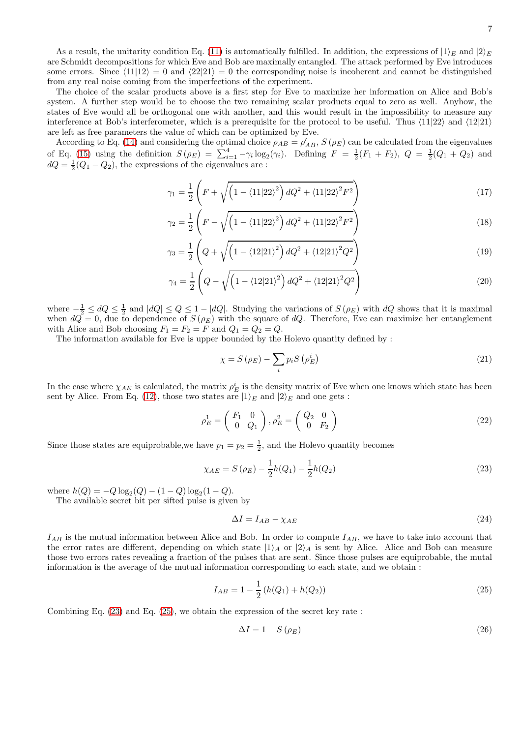As a result, the unitarity condition Eq. (11) is automatically fulfilled. In addition, the expressions of $|1\rangle_E$ and $|2\rangle_E$ are Schmidt decompositions for which Eve and Bob are maximally entangled. The attack performed by Eve introduces some errors. Since $\langle 11|12\rangle = 0$ and $\langle 22|21\rangle = 0$ the corresponding noise is incoherent and cannot be distinguished from any real noise coming from the imperfections of the experiment.

The choice of the scalar products above is a first step for Eve to maximize her information on Alice and Bob's system. A further step would be to choose the two remaining scalar products equal to zero as well. Anyhow, the states of Eve would all be orthogonal one with another, and this would result in the impossibility to measure any interference at Bob's interferometer, which is a prerequisite for the protocol to be useful. Thus $\langle 11|22\rangle$ and $\langle 12|21\rangle$ are left as free parameters the value of which can be optimized by Eve.

According to Eq. (14) and considering the optimal choice $\rho_{AB} = \rho'_{AB}$, $S(\rho_E)$ can be calculated from the eigenvalues of Eq. (15) using the definition $S(\rho_E) = \sum_{i=1}^{4} -\gamma_i \log_2(\gamma_i)$. Defining $F = \frac{1}{2}(F_1 + F_2)$, $Q = \frac{1}{2}(Q_1 + Q_2)$ and $dQ = \frac{1}{2}(Q_1 - Q_2)$, the expressions of the eigenvalues are :

$$\gamma_1 = \frac{1}{2}\left(F + \sqrt{\left(1 - \langle 11|22\rangle^2\right) dQ^2 + \langle 11|22\rangle^2 F^2}\right) \tag{17}$$

$$\gamma_2 = \frac{1}{2}\left(F - \sqrt{\left(1 - \langle 11|22\rangle^2\right) dQ^2 + \langle 11|22\rangle^2 F^2}\right) \tag{18}$$

$$\gamma_3 = \frac{1}{2}\left(Q + \sqrt{\left(1 - \langle 12|21\rangle^2\right) dQ^2 + \langle 12|21\rangle^2 Q^2}\right) \tag{19}$$

$$\gamma_4 = \frac{1}{2}\left(Q - \sqrt{\left(1 - \langle 12|21\rangle^2\right) dQ^2 + \langle 12|21\rangle^2 Q^2}\right) \tag{20}$$

where $-\frac{1}{2} \leq dQ \leq \frac{1}{2}$ and $|dQ| \leq Q \leq 1 - |dQ|$. Studying the variations of $S(\rho_E)$ with $dQ$ shows that it is maximal when $dQ = 0$, due to dependence of $S(\rho_E)$ with the square of $dQ$. Therefore, Eve can maximize her entanglement with Alice and Bob choosing $F_1 = F_2 = F$ and $Q_1 = Q_2 = Q$.

The information available for Eve is upper bounded by the Holevo quantity defined by :

$$\chi = S(\rho_E) - \sum_i p_i S\left(\rho_E^i\right) \tag{21}$$

In the case where $\chi_{AE}$ is calculated, the matrix $\rho_E^i$ is the density matrix of Eve when one knows which state has been sent by Alice. From Eq. (12), those two states are $|1\rangle_E$ and $|2\rangle_E$ and one gets :

$$\rho_E^1 = \begin{pmatrix} F_1 & 0 \\ 0 & Q_1 \end{pmatrix}, \rho_E^2 = \begin{pmatrix} Q_2 & 0 \\ 0 & F_2 \end{pmatrix} \tag{22}$$

Since those states are equiprobable,we have $p_1 = p_2 = \frac{1}{2}$, and the Holevo quantity becomes

$$\chi_{AE} = S(\rho_E) - \frac{1}{2}h(Q_1) - \frac{1}{2}h(Q_2) \tag{23}$$

where $h(Q) = -Q\log_2(Q) - (1-Q)\log_2(1-Q)$.

The available secret bit per sifted pulse is given by

$$\Delta I = I_{AB} - \chi_{AE} \tag{24}$$

$I_{AB}$ is the mutual information between Alice and Bob. In order to compute $I_{AB}$, we have to take into account that the error rates are different, depending on which state $|1\rangle_A$ or $|2\rangle_A$ is sent by Alice. Alice and Bob can measure those two errors rates revealing a fraction of the pulses that are sent. Since those pulses are equiprobable, the mutal information is the average of the mutual information corresponding to each state, and we obtain :

$$I_{AB} = 1 - \frac{1}{2}\left(h(Q_1) + h(Q_2)\right) \tag{25}$$

Combining Eq. (23) and Eq. (25), we obtain the expression of the secret key rate :

$$\Delta I = 1 - S(\rho_E) \tag{26}$$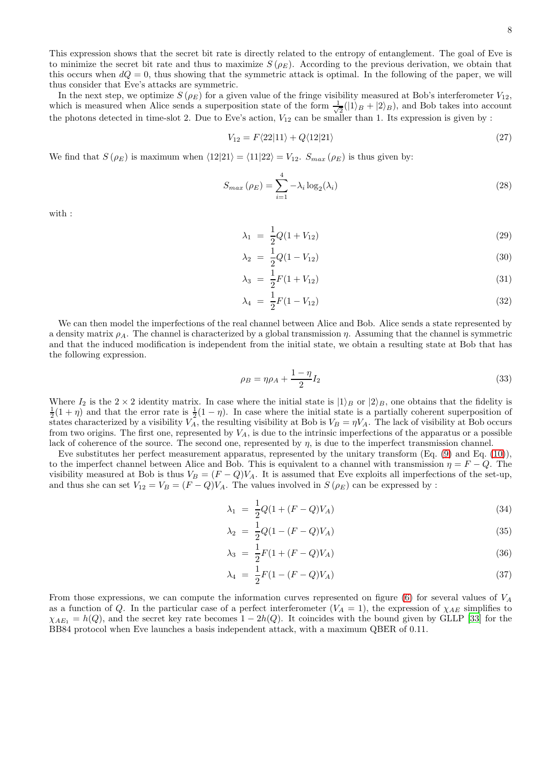This expression shows that the secret bit rate is directly related to the entropy of entanglement. The goal of Eve is to minimize the secret bit rate and thus to maximize $S(\rho_E)$. According to the previous derivation, we obtain that this occurs when $dQ = 0$, thus showing that the symmetric attack is optimal. In the following of the paper, we will thus consider that Eve's attacks are symmetric.

In the next step, we optimize $S(\rho_E)$ for a given value of the fringe visibility measured at Bob's interferometer $V_{12}$, which is measured when Alice sends a superposition state of the form $\frac{1}{\sqrt{2}}(|1\rangle_B + |2\rangle_B)$, and Bob takes into account the photons detected in time-slot 2. Due to Eve's action, $V_{12}$ can be smaller than 1. Its expression is given by :

$$V_{12} = F\langle 22|11\rangle + Q\langle 12|21\rangle \tag{27}$$

We find that $S(\rho_E)$ is maximum when $\langle 12|21\rangle = \langle 11|22\rangle = V_{12}$. $S_{max}(\rho_E)$ is thus given by:

$$S_{max}(\rho_E) = \sum_{i=1}^{4} -\lambda_i \log_2(\lambda_i) \tag{28}$$

with :

$$\lambda_1 = \frac{1}{2}Q(1 + V_{12}) \tag{29}$$

$$\lambda_2 = \frac{1}{2}Q(1 - V_{12}) \tag{30}$$

$$\lambda_3 = \frac{1}{2}F(1 + V_{12}) \tag{31}$$

$$\lambda_4 = \frac{1}{2}F(1 - V_{12}) \tag{32}$$

We can then model the imperfections of the real channel between Alice and Bob. Alice sends a state represented by a density matrix $\rho_A$. The channel is characterized by a global transmission $\eta$. Assuming that the channel is symmetric and that the induced modification is independent from the initial state, we obtain a resulting state at Bob that has the following expression.

$$\rho_B = \eta\rho_A + \frac{1-\eta}{2}I_2 \tag{33}$$

Where $I_2$ is the $2 \times 2$ identity matrix. In case where the initial state is $|1\rangle_B$ or $|2\rangle_B$, one obtains that the fidelity is $\frac{1}{2}(1+\eta)$ and that the error rate is $\frac{1}{2}(1-\eta)$. In case where the initial state is a partially coherent superposition of states characterized by a visibility $V_A$, the resulting visibility at Bob is $V_B = \eta V_A$. The lack of visibility at Bob occurs from two origins. The first one, represented by $V_A$, is due to the intrinsic imperfections of the apparatus or a possible lack of coherence of the source. The second one, represented by $\eta$, is due to the imperfect transmission channel.

Eve substitutes her perfect measurement apparatus, represented by the unitary transform (Eq. (9) and Eq. (10)), to the imperfect channel between Alice and Bob. This is equivalent to a channel with transmission $\eta = F - Q$. The visibility measured at Bob is thus $V_B = (F-Q)V_A$. It is assumed that Eve exploits all imperfections of the set-up, and thus she can set $V_{12} = V_B = (F-Q)V_A$. The values involved in $S(\rho_E)$ can be expressed by :

$$\lambda_1 = \frac{1}{2}Q(1 + (F-Q)V_A) \tag{34}$$

$$\lambda_2 = \frac{1}{2}Q(1 - (F-Q)V_A) \tag{35}$$

$$\lambda_3 = \frac{1}{2}F(1 + (F-Q)V_A) \tag{36}$$

$$\lambda_4 = \frac{1}{2}F(1 - (F-Q)V_A) \tag{37}$$

From those expressions, we can compute the information curves represented on figure (6) for several values of $V_A$ as a function of $Q$. In the particular case of a perfect interferometer ($V_A = 1$), the expression of $\chi_{AE}$ simplifies to $\chi_{AE_1} = h(Q)$, and the secret key rate becomes $1 - 2h(Q)$. It coincides with the bound given by GLLP [33] for the BB84 protocol when Eve launches a basis independent attack, with a maximum QBER of 0.11.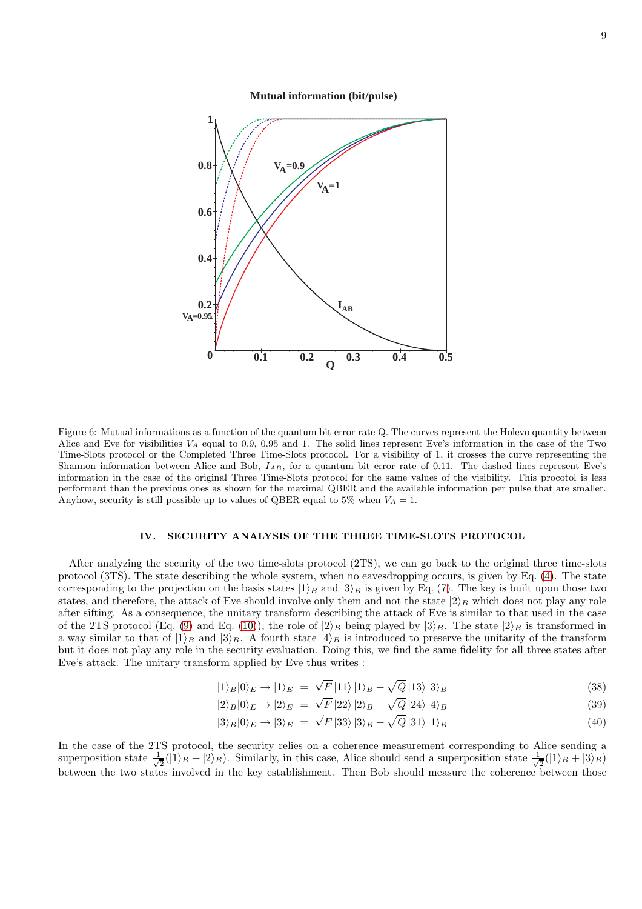Figure 6: Mutual informations as a function of the quantum bit error rate Q. The curves represent the Holevo quantity between Alice and Eve for visibilities $V_A$ equal to 0.9, 0.95 and 1. The solid lines represent Eve's information in the case of the Two Time-Slots protocol or the Completed Three Time-Slots protocol. For a visibility of 1, it crosses the curve representing the Shannon information between Alice and Bob, $I_{AB}$, for a quantum bit error rate of 0.11. The dashed lines represent Eve's information in the case of the original Three Time-Slots protocol for the same values of the visibility. This procotol is less performant than the previous ones as shown for the maximal QBER and the available information per pulse that are smaller. Anyhow, security is still possible up to values of QBER equal to 5% when $V_A = 1$.

## IV. SECURITY ANALYSIS OF THE THREE TIME-SLOTS PROTOCOL

After analyzing the security of the two time-slots protocol (2TS), we can go back to the original three time-slots protocol (3TS). The state describing the whole system, when no eavesdropping occurs, is given by Eq. (4). The state corresponding to the projection on the basis states $|1\rangle_B$ and $|3\rangle_B$ is given by Eq. (7). The key is built upon those two states, and therefore, the attack of Eve should involve only them and not the state $|2\rangle_B$ which does not play any role after sifting. As a consequence, the unitary transform describing the attack of Eve is similar to that used in the case of the 2TS protocol (Eq. (9) and Eq. (10)), the role of $|2\rangle_B$ being played by $|3\rangle_B$. The state $|2\rangle_B$ is transformed in a way similar to that of $|1\rangle_B$ and $|3\rangle_B$. A fourth state $|4\rangle_B$ is introduced to preserve the unitarity of the transform but it does not play any role in the security evaluation. Doing this, we find the same fidelity for all three states after Eve's attack. The unitary transform applied by Eve thus writes :

$$|1\rangle_B|0\rangle_E \rightarrow |1\rangle_E = \sqrt{F}\,|11\rangle\,|1\rangle_B + \sqrt{Q}\,|13\rangle\,|3\rangle_B \tag{38}$$

$$|2\rangle_B|0\rangle_E \rightarrow |2\rangle_E = \sqrt{F}\,|22\rangle\,|2\rangle_B + \sqrt{Q}\,|24\rangle\,|4\rangle_B \tag{39}$$

$$|3\rangle_B|0\rangle_E \rightarrow |3\rangle_E = \sqrt{F}\,|33\rangle\,|3\rangle_B + \sqrt{Q}\,|31\rangle\,|1\rangle_B \tag{40}$$

In the case of the 2TS protocol, the security relies on a coherence measurement corresponding to Alice sending a superposition state $\frac{1}{\sqrt{2}}(|1\rangle_B + |2\rangle_B)$. Similarly, in this case, Alice should send a superposition state $\frac{1}{\sqrt{2}}(|1\rangle_B + |3\rangle_B)$ between the two states involved in the key establishment. Then Bob should measure the coherence between those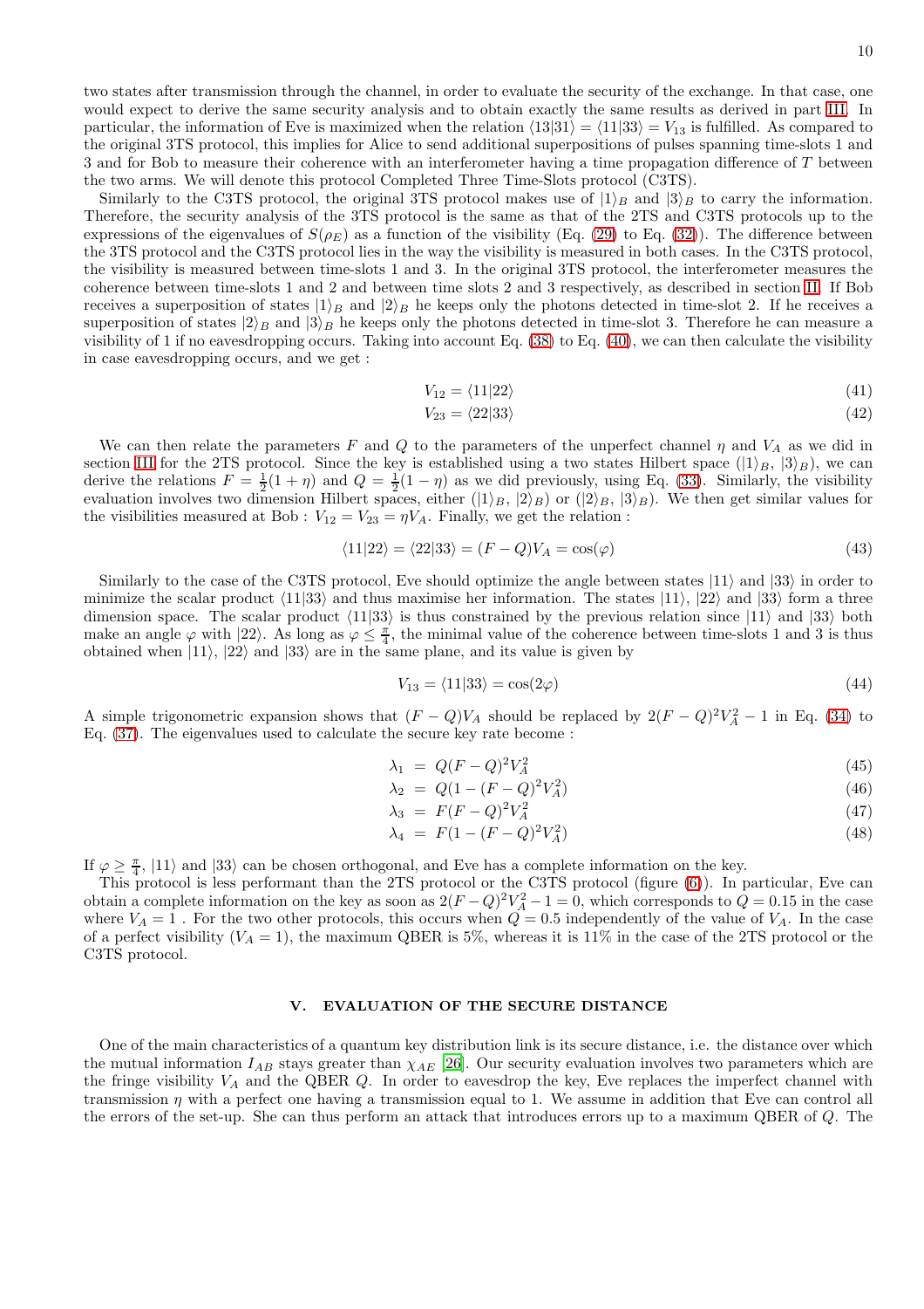two states after transmission through the channel, in order to evaluate the security of the exchange. In that case, one would expect to derive the same security analysis and to obtain exactly the same results as derived in part III. In particular, the information of Eve is maximized when the relation $\langle 13|31\rangle = \langle 11|33\rangle = V_{13}$ is fulfilled. As compared to the original 3TS protocol, this implies for Alice to send additional superpositions of pulses spanning time-slots 1 and 3 and for Bob to measure their coherence with an interferometer having a time propagation difference of $T$ between the two arms. We will denote this protocol Completed Three Time-Slots protocol (C3TS).

Similarly to the C3TS protocol, the original 3TS protocol makes use of $|1\rangle_B$ and $|3\rangle_B$ to carry the information. Therefore, the security analysis of the 3TS protocol is the same as that of the 2TS and C3TS protocols up to the expressions of the eigenvalues of $S(\rho_E)$ as a function of the visibility (Eq. (29) to Eq. (32)). The difference between the 3TS protocol and the C3TS protocol lies in the way the visibility is measured in both cases. In the C3TS protocol, the visibility is measured between time-slots 1 and 3. In the original 3TS protocol, the interferometer measures the coherence between time-slots 1 and 2 and between time slots 2 and 3 respectively, as described in section II. If Bob receives a superposition of states $|1\rangle_B$ and $|2\rangle_B$ he keeps only the photons detected in time-slot 2. If he receives a superposition of states $|2\rangle_B$ and $|3\rangle_B$ he keeps only the photons detected in time-slot 3. Therefore he can measure a visibility of 1 if no eavesdropping occurs. Taking into account Eq. (38) to Eq. (40), we can then calculate the visibility in case eavesdropping occurs, and we get :

$$V_{12} = \langle 11|22\rangle \tag{41}$$

$$V_{23} = \langle 22|33\rangle \tag{42}$$

We can then relate the parameters $F$ and $Q$ to the parameters of the unperfect channel $\eta$ and $V_A$ as we did in section III for the 2TS protocol. Since the key is established using a two states Hilbert space ($|1\rangle_B$, $|3\rangle_B$), we can derive the relations $F = \frac{1}{2}(1+\eta)$ and $Q = \frac{1}{2}(1-\eta)$ as we did previously, using Eq. (33). Similarly, the visibility evaluation involves two dimension Hilbert spaces, either ($|1\rangle_B$, $|2\rangle_B$) or ($|2\rangle_B$, $|3\rangle_B$). We then get similar values for the visibilities measured at Bob : $V_{12} = V_{23} = \eta V_A$. Finally, we get the relation :

$$\langle 11|22\rangle = \langle 22|33\rangle = (F-Q)V_A = \cos(\varphi) \tag{43}$$

Similarly to the case of the C3TS protocol, Eve should optimize the angle between states $|11\rangle$ and $|33\rangle$ in order to minimize the scalar product $\langle 11|33\rangle$ and thus maximise her information. The states $|11\rangle$, $|22\rangle$ and $|33\rangle$ form a three dimension space. The scalar product $\langle 11|33\rangle$ is thus constrained by the previous relation since $|11\rangle$ and $|33\rangle$ both make an angle $\varphi$ with $|22\rangle$. As long as $\varphi \leq \frac{\pi}{4}$, the minimal value of the coherence between time-slots 1 and 3 is thus obtained when $|11\rangle$, $|22\rangle$ and $|33\rangle$ are in the same plane, and its value is given by

$$V_{13} = \langle 11|33\rangle = \cos(2\varphi) \tag{44}$$

A simple trigonometric expansion shows that $(F-Q)V_A$ should be replaced by $2(F-Q)^2V_A^2 - 1$ in Eq. (34) to Eq. (37). The eigenvalues used to calculate the secure key rate become :

$$\lambda_1 = Q(F-Q)^2V_A^2 \tag{45}$$

$$\lambda_2 = Q(1-(F-Q)^2V_A^2) \tag{46}$$

$$\lambda_3 = F(F-Q)^2V_A^2 \tag{47}$$

$$\lambda_4 = F(1-(F-Q)^2V_A^2) \tag{48}$$

If $\varphi \geq \frac{\pi}{4}$, $|11\rangle$ and $|33\rangle$ can be chosen orthogonal, and Eve has a complete information on the key.

This protocol is less performant than the 2TS protocol or the C3TS protocol (figure (6)). In particular, Eve can obtain a complete information on the key as soon as $2(F-Q)^2V_A^2 - 1 = 0$, which corresponds to $Q = 0.15$ in the case where $V_A = 1$ . For the two other protocols, this occurs when $Q = 0.5$ independently of the value of $V_A$. In the case of a perfect visibility ($V_A = 1$), the maximum QBER is 5%, whereas it is 11% in the case of the 2TS protocol or the C3TS protocol.

## V. EVALUATION OF THE SECURE DISTANCE

One of the main characteristics of a quantum key distribution link is its secure distance, i.e. the distance over which the mutual information $I_{AB}$ stays greater than $\chi_{AE}$ [26]. Our security evaluation involves two parameters which are the fringe visibility $V_A$ and the QBER $Q$. In order to eavesdrop the key, Eve replaces the imperfect channel with transmission $\eta$ with a perfect one having a transmission equal to 1. We assume in addition that Eve can control all the errors of the set-up. She can thus perform an attack that introduces errors up to a maximum QBER of $Q$. The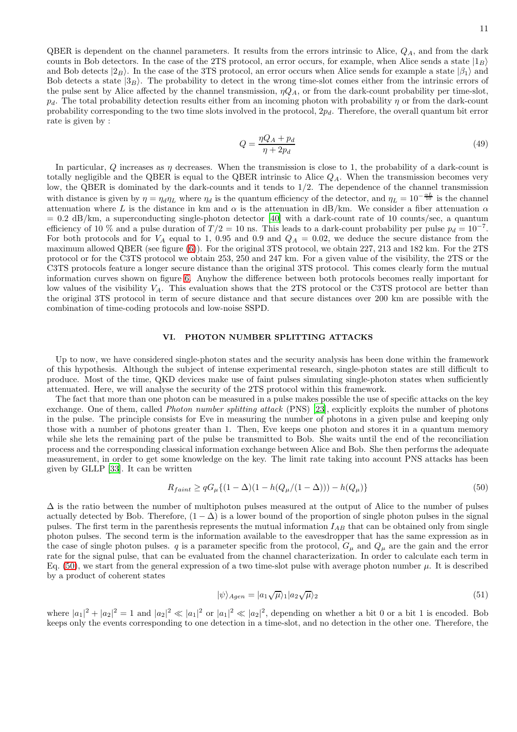QBER is dependent on the channel parameters. It results from the errors intrinsic to Alice, $Q_A$, and from the dark counts in Bob detectors. In the case of the 2TS protocol, an error occurs, for example, when Alice sends a state $|1_B\rangle$ and Bob detects $|2_B\rangle$. In the case of the 3TS protocol, an error occurs when Alice sends for example a state $|\beta_1\rangle$ and Bob detects a state $|3_B\rangle$. The probability to detect in the wrong time-slot comes either from the intrinsic errors of the pulse sent by Alice affected by the channel transmission, $\eta Q_A$, or from the dark-count probability per time-slot, $p_d$. The total probability detection results either from an incoming photon with probability $\eta$ or from the dark-count probability corresponding to the two time slots involved in the protocol, $2p_d$. Therefore, the overall quantum bit error rate is given by :

$$Q = \frac{\eta Q_A + p_d}{\eta + 2p_d} \tag{49}$$

In particular, $Q$ increases as $\eta$ decreases. When the transmission is close to 1, the probability of a dark-count is totally negligible and the QBER is equal to the QBER intrinsic to Alice $Q_A$. When the transmission becomes very low, the QBER is dominated by the dark-counts and it tends to 1/2. The dependence of the channel transmission with distance is given by $\eta = \eta_d \eta_L$ where $\eta_d$ is the quantum efficiency of the detector, and $\eta_L = 10^{-\frac{\alpha L}{10}}$ is the channel attenuation where $L$ is the distance in km and $\alpha$ is the attenuation in dB/km. We consider a fiber attenuation $\alpha$ = 0.2 dB/km, a superconducting single-photon detector [40] with a dark-count rate of 10 counts/sec, a quantum efficiency of 10 % and a pulse duration of $T/2$ = 10 ns. This leads to a dark-count probability per pulse $p_d = 10^{-7}$. For both protocols and for $V_A$ equal to 1, 0.95 and 0.9 and $Q_A$ = 0.02, we deduce the secure distance from the maximum allowed QBER (see figure (6)). For the original 3TS protocol, we obtain 227, 213 and 182 km. For the 2TS protocol or for the C3TS protocol we obtain 253, 250 and 247 km. For a given value of the visibility, the 2TS or the C3TS protocols feature a longer secure distance than the original 3TS protocol. This comes clearly form the mutual information curves shown on figure 6. Anyhow the difference between both protocols becomes really important for low values of the visibility $V_A$. This evaluation shows that the 2TS protocol or the C3TS protocol are better than the original 3TS protocol in term of secure distance and that secure distances over 200 km are possible with the combination of time-coding protocols and low-noise SSPD.

## VI. PHOTON NUMBER SPLITTING ATTACKS

Up to now, we have considered single-photon states and the security analysis has been done within the framework of this hypothesis. Although the subject of intense experimental research, single-photon states are still difficult to produce. Most of the time, QKD devices make use of faint pulses simulating single-photon states when sufficiently attenuated. Here, we will analyse the security of the 2TS protocol within this framework.

The fact that more than one photon can be measured in a pulse makes possible the use of specific attacks on the key exchange. One of them, called *Photon number splitting attack* (PNS) [23], explicitly exploits the number of photons in the pulse. The principle consists for Eve in measuring the number of photons in a given pulse and keeping only those with a number of photons greater than 1. Then, Eve keeps one photon and stores it in a quantum memory while she lets the remaining part of the pulse be transmitted to Bob. She waits until the end of the reconciliation process and the corresponding classical information exchange between Alice and Bob. She then performs the adequate measurement, in order to get some knowledge on the key. The limit rate taking into account PNS attacks has been given by GLLP [33]. It can be written

$$R_{faint} \geq q G_\mu \{(1-\Delta)(1 - h(Q_\mu/(1-\Delta))) - h(Q_\mu)\} \tag{50}$$

$\Delta$ is the ratio between the number of multiphoton pulses measured at the output of Alice to the number of pulses actually detected by Bob. Therefore, $(1-\Delta)$ is a lower bound of the proportion of single photon pulses in the signal pulses. The first term in the parenthesis represents the mutual information $I_{AB}$ that can be obtained only from single photon pulses. The second term is the information available to the eavesdropper that has the same expression as in the case of single photon pulses. $q$ is a parameter specific from the protocol, $G_\mu$ and $Q_\mu$ are the gain and the error rate for the signal pulse, that can be evaluated from the channel characterization. In order to calculate each term in Eq. (50), we start from the general expression of a two time-slot pulse with average photon number $\mu$. It is described by a product of coherent states

$$|\psi\rangle_{Agen} = |a_1\sqrt{\mu}\rangle_1 |a_2\sqrt{\mu}\rangle_2 \tag{51}$$

where $|a_1|^2 + |a_2|^2 = 1$ and $|a_2|^2 \ll |a_1|^2$ or $|a_1|^2 \ll |a_2|^2$, depending on whether a bit 0 or a bit 1 is encoded. Bob keeps only the events corresponding to one detection in a time-slot, and no detection in the other one. Therefore, the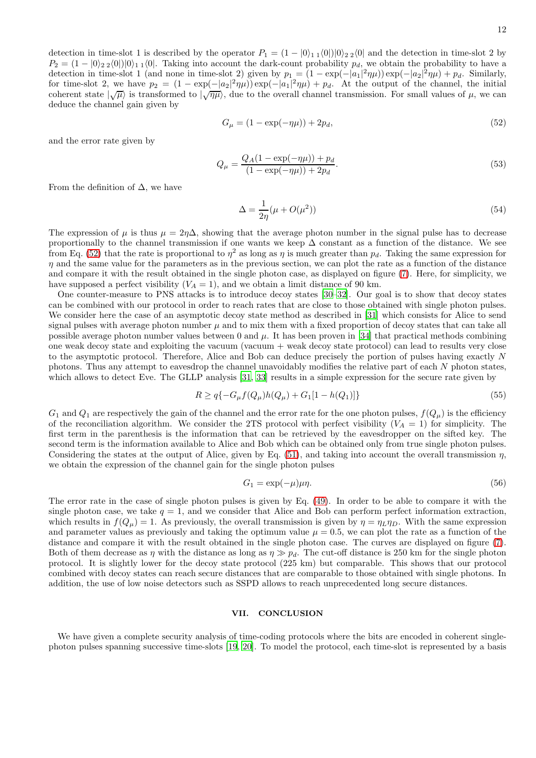detection in time-slot 1 is described by the operator $P_1 = (1 - |0\rangle_{1\,1}\langle 0|)|0\rangle_{2\,2}\langle 0|$ and the detection in time-slot 2 by $P_2 = (1 - |0\rangle_{2\,2}\langle 0|)|0\rangle_{1\,1}\langle 0|$. Taking into account the dark-count probability $p_d$, we obtain the probability to have a detection in time-slot 1 (and none in time-slot 2) given by $p_1 = (1 - \exp(-|a_1|^2\eta\mu))\exp(-|a_2|^2\eta\mu) + p_d$. Similarly, for time-slot 2, we have $p_2 = (1 - \exp(-|a_2|^2\eta\mu))\exp(-|a_1|^2\eta\mu) + p_d$. At the output of the channel, the initial coherent state $|\sqrt{\mu}\rangle$ is transformed to $|\sqrt{\eta\mu}\rangle$, due to the overall channel transmission. For small values of $\mu$, we can deduce the channel gain given by

$$G_\mu = (1 - \exp(-\eta\mu)) + 2p_d, \tag{52}$$

and the error rate given by

$$Q_\mu = \frac{Q_A(1 - \exp(-\eta\mu)) + p_d}{(1 - \exp(-\eta\mu)) + 2p_d}. \tag{53}$$

From the definition of $\Delta$, we have

$$\Delta = \frac{1}{2\eta}(\mu + O(\mu^2)) \tag{54}$$

The expression of $\mu$ is thus $\mu = 2\eta\Delta$, showing that the average photon number in the signal pulse has to decrease proportionally to the channel transmission if one wants we keep $\Delta$ constant as a function of the distance. We see from Eq. (52) that the rate is proportional to $\eta^2$ as long as $\eta$ is much greater than $p_d$. Taking the same expression for $\eta$ and the same value for the parameters as in the previous section, we can plot the rate as a function of the distance and compare it with the result obtained in the single photon case, as displayed on figure (7). Here, for simplicity, we have supposed a perfect visibility ($V_A = 1$), and we obtain a limit distance of 90 km.

One counter-measure to PNS attacks is to introduce decoy states [30–32]. Our goal is to show that decoy states can be combined with our protocol in order to reach rates that are close to those obtained with single photon pulses. We consider here the case of an asymptotic decoy state method as described in [31] which consists for Alice to send signal pulses with average photon number $\mu$ and to mix them with a fixed proportion of decoy states that can take all possible average photon number values between 0 and $\mu$. It has been proven in [34] that practical methods combining one weak decoy state and exploiting the vacuum (vacuum + weak decoy state protocol) can lead to results very close to the asymptotic protocol. Therefore, Alice and Bob can deduce precisely the portion of pulses having exactly $N$ photons. Thus any attempt to eavesdrop the channel unavoidably modifies the relative part of each $N$ photon states, which allows to detect Eve. The GLLP analysis [31, 33] results in a simple expression for the secure rate given by

$$R \geq q\{-G_\mu f(Q_\mu)h(Q_\mu) + G_1[1 - h(Q_1)]\} \tag{55}$$

$G_1$ and $Q_1$ are respectively the gain of the channel and the error rate for the one photon pulses, $f(Q_\mu)$ is the efficiency of the reconciliation algorithm. We consider the 2TS protocol with perfect visibility ($V_A = 1$) for simplicity. The first term in the parenthesis is the information that can be retrieved by the eavesdropper on the sifted key. The second term is the information available to Alice and Bob which can be obtained only from true single photon pulses. Considering the states at the output of Alice, given by Eq. (51), and taking into account the overall transmission $\eta$, we obtain the expression of the channel gain for the single photon pulses

$$G_1 = \exp(-\mu)\mu\eta. \tag{56}$$

The error rate in the case of single photon pulses is given by Eq. (49). In order to be able to compare it with the single photon case, we take $q = 1$, and we consider that Alice and Bob can perform perfect information extraction, which results in $f(Q_\mu) = 1$. As previously, the overall transmission is given by $\eta = \eta_L\eta_D$. With the same expression and parameter values as previously and taking the optimum value $\mu = 0.5$, we can plot the rate as a function of the distance and compare it with the result obtained in the single photon case. The curves are displayed on figure (7). Both of them decrease as $\eta$ with the distance as long as $\eta \gg p_d$. The cut-off distance is 250 km for the single photon protocol. It is slightly lower for the decoy state protocol (225 km) but comparable. This shows that our protocol combined with decoy states can reach secure distances that are comparable to those obtained with single photons. In addition, the use of low noise detectors such as SSPD allows to reach unprecedented long secure distances.

## VII. CONCLUSION

We have given a complete security analysis of time-coding protocols where the bits are encoded in coherent single-photon pulses spanning successive time-slots [19, 20]. To model the protocol, each time-slot is represented by a basis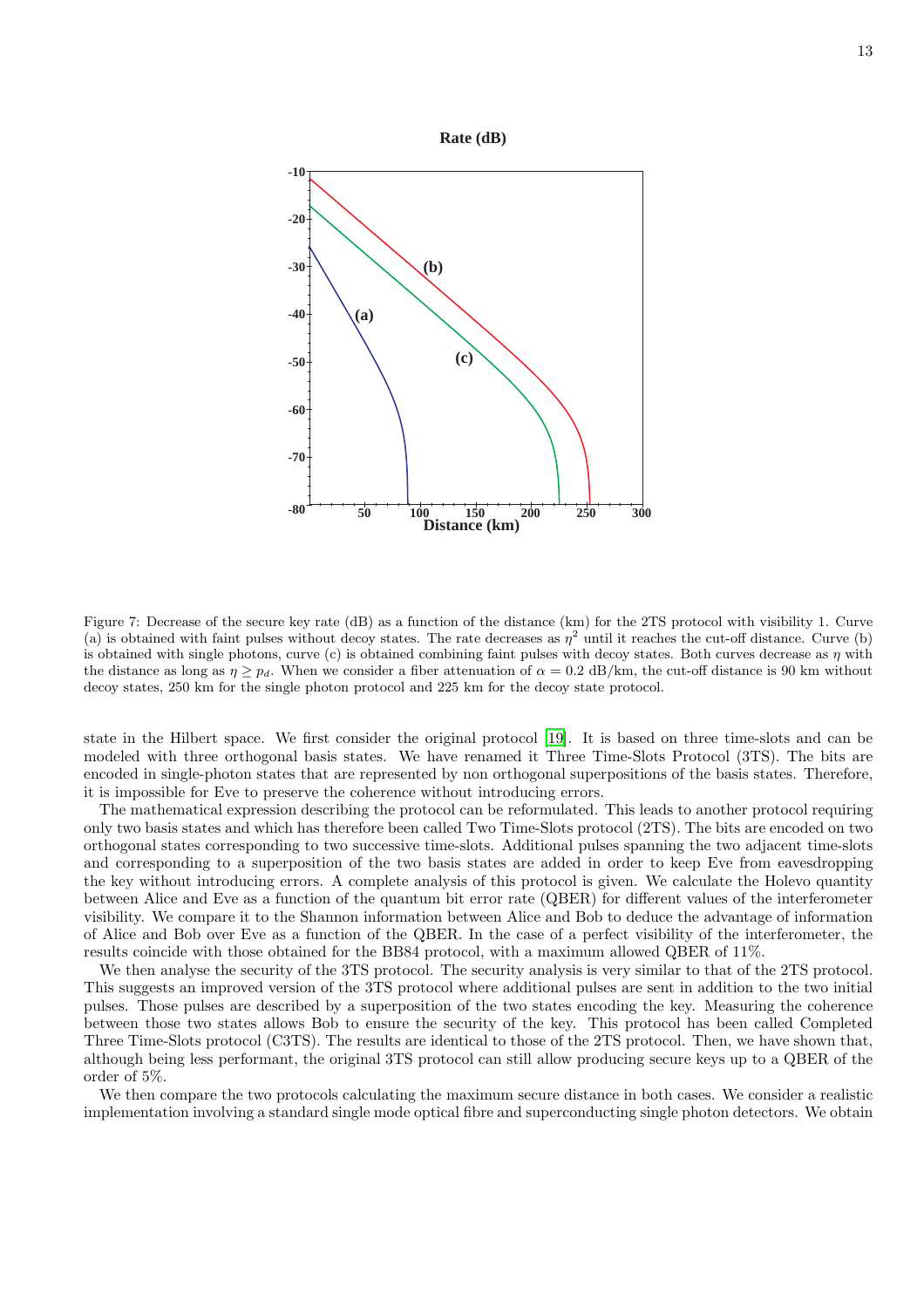Figure 7: Decrease of the secure key rate (dB) as a function of the distance (km) for the 2TS protocol with visibility 1. Curve (a) is obtained with faint pulses without decoy states. The rate decreases as $\eta^2$ until it reaches the cut-off distance. Curve (b) is obtained with single photons, curve (c) is obtained combining faint pulses with decoy states. Both curves decrease as $\eta$ with the distance as long as $\eta \geq p_d$. When we consider a fiber attenuation of $\alpha = 0.2$ dB/km, the cut-off distance is 90 km without decoy states, 250 km for the single photon protocol and 225 km for the decoy state protocol.

state in the Hilbert space. We first consider the original protocol [19]. It is based on three time-slots and can be modeled with three orthogonal basis states. We have renamed it Three Time-Slots Protocol (3TS). The bits are encoded in single-photon states that are represented by non orthogonal superpositions of the basis states. Therefore, it is impossible for Eve to preserve the coherence without introducing errors.

The mathematical expression describing the protocol can be reformulated. This leads to another protocol requiring only two basis states and which has therefore been called Two Time-Slots protocol (2TS). The bits are encoded on two orthogonal states corresponding to two successive time-slots. Additional pulses spanning the two adjacent time-slots and corresponding to a superposition of the two basis states are added in order to keep Eve from eavesdropping the key without introducing errors. A complete analysis of this protocol is given. We calculate the Holevo quantity between Alice and Eve as a function of the quantum bit error rate (QBER) for different values of the interferometer visibility. We compare it to the Shannon information between Alice and Bob to deduce the advantage of information of Alice and Bob over Eve as a function of the QBER. In the case of a perfect visibility of the interferometer, the results coincide with those obtained for the BB84 protocol, with a maximum allowed QBER of 11%.

We then analyse the security of the 3TS protocol. The security analysis is very similar to that of the 2TS protocol. This suggests an improved version of the 3TS protocol where additional pulses are sent in addition to the two initial pulses. Those pulses are described by a superposition of the two states encoding the key. Measuring the coherence between those two states allows Bob to ensure the security of the key. This protocol has been called Completed Three Time-Slots protocol (C3TS). The results are identical to those of the 2TS protocol. Then, we have shown that, although being less performant, the original 3TS protocol can still allow producing secure keys up to a QBER of the order of 5%.

We then compare the two protocols calculating the maximum secure distance in both cases. We consider a realistic implementation involving a standard single mode optical fibre and superconducting single photon detectors. We obtain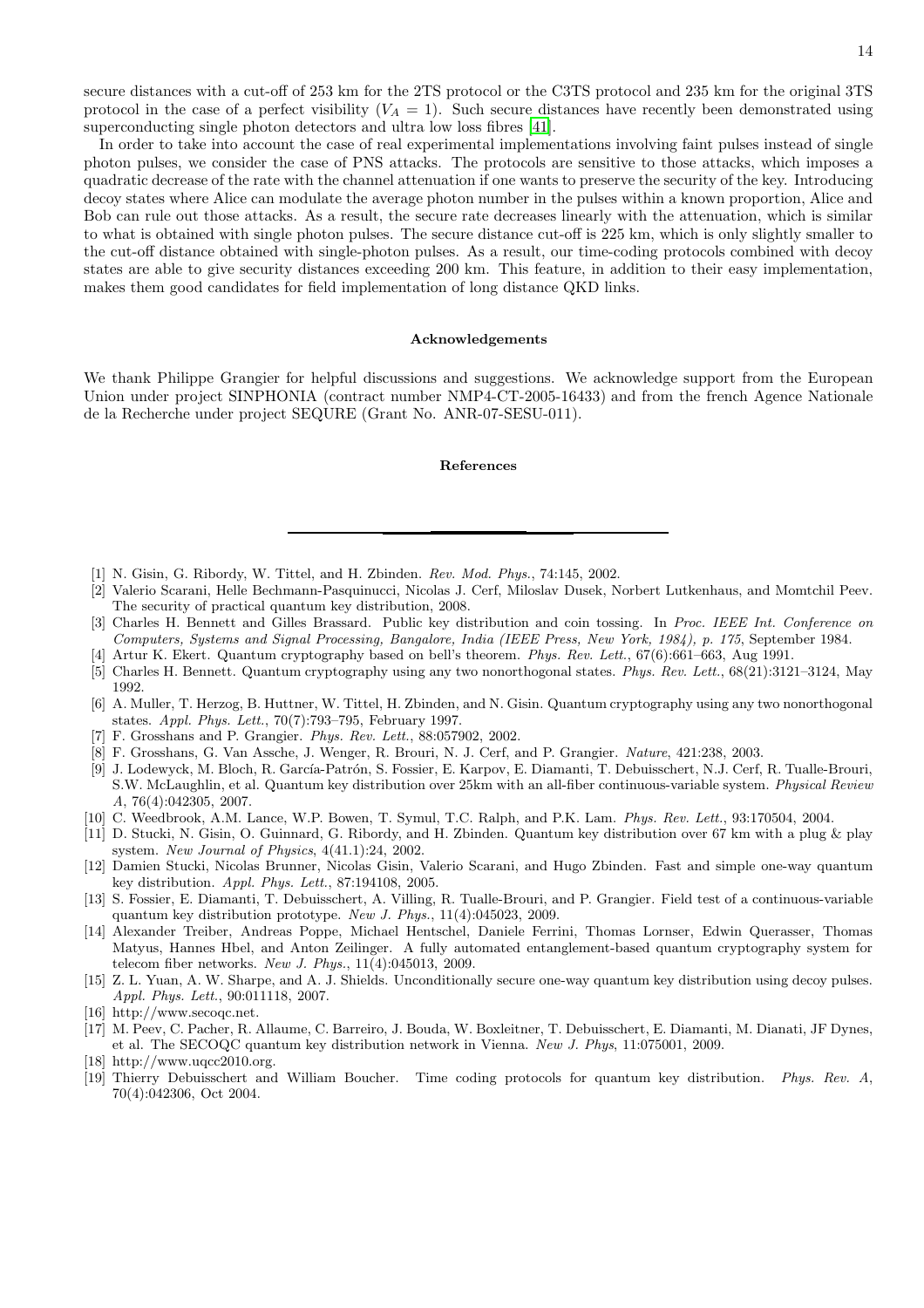secure distances with a cut-off of 253 km for the 2TS protocol or the C3TS protocol and 235 km for the original 3TS protocol in the case of a perfect visibility ($V_A = 1$). Such secure distances have recently been demonstrated using superconducting single photon detectors and ultra low loss fibres [41].

In order to take into account the case of real experimental implementations involving faint pulses instead of single photon pulses, we consider the case of PNS attacks. The protocols are sensitive to those attacks, which imposes a quadratic decrease of the rate with the channel attenuation if one wants to preserve the security of the key. Introducing decoy states where Alice can modulate the average photon number in the pulses within a known proportion, Alice and Bob can rule out those attacks. As a result, the secure rate decreases linearly with the attenuation, which is similar to what is obtained with single photon pulses. The secure distance cut-off is 225 km, which is only slightly smaller to the cut-off distance obtained with single-photon pulses. As a result, our time-coding protocols combined with decoy states are able to give security distances exceeding 200 km. This feature, in addition to their easy implementation, makes them good candidates for field implementation of long distance QKD links.

#### Acknowledgements

We thank Philippe Grangier for helpful discussions and suggestions. We acknowledge support from the European Union under project SINPHONIA (contract number NMP4-CT-2005-16433) and from the french Agence Nationale de la Recherche under project SEQURE (Grant No. ANR-07-SESU-011).

#### References

---

[1] N. Gisin, G. Ribordy, W. Tittel, and H. Zbinden. *Rev. Mod. Phys.*, 74:145, 2002.

[2] Valerio Scarani, Helle Bechmann-Pasquinucci, Nicolas J. Cerf, Miloslav Dusek, Norbert Lutkenhaus, and Momtchil Peev. The security of practical quantum key distribution, 2008.

[3] Charles H. Bennett and Gilles Brassard. Public key distribution and coin tossing. In *Proc. IEEE Int. Conference on Computers, Systems and Signal Processing, Bangalore, India (IEEE Press, New York, 1984), p. 175*, September 1984.

[4] Artur K. Ekert. Quantum cryptography based on bell's theorem. *Phys. Rev. Lett.*, 67(6):661–663, Aug 1991.

[5] Charles H. Bennett. Quantum cryptography using any two nonorthogonal states. *Phys. Rev. Lett.*, 68(21):3121–3124, May 1992.

[6] A. Muller, T. Herzog, B. Huttner, W. Tittel, H. Zbinden, and N. Gisin. Quantum cryptography using any two nonorthogonal states. *Appl. Phys. Lett.*, 70(7):793–795, February 1997.

[7] F. Grosshans and P. Grangier. *Phys. Rev. Lett.*, 88:057902, 2002.

[8] F. Grosshans, G. Van Assche, J. Wenger, R. Brouri, N. J. Cerf, and P. Grangier. *Nature*, 421:238, 2003.

[9] J. Lodewyck, M. Bloch, R. García-Patrón, S. Fossier, E. Karpov, E. Diamanti, T. Debuisschert, N.J. Cerf, R. Tualle-Brouri, S.W. McLaughlin, et al. Quantum key distribution over 25km with an all-fiber continuous-variable system. *Physical Review A*, 76(4):042305, 2007.

[10] C. Weedbrook, A.M. Lance, W.P. Bowen, T. Symul, T.C. Ralph, and P.K. Lam. *Phys. Rev. Lett.*, 93:170504, 2004.

[11] D. Stucki, N. Gisin, O. Guinnard, G. Ribordy, and H. Zbinden. Quantum key distribution over 67 km with a plug & play system. *New Journal of Physics*, 4(41.1):24, 2002.

[12] Damien Stucki, Nicolas Brunner, Nicolas Gisin, Valerio Scarani, and Hugo Zbinden. Fast and simple one-way quantum key distribution. *Appl. Phys. Lett.*, 87:194108, 2005.

[13] S. Fossier, E. Diamanti, T. Debuisschert, A. Villing, R. Tualle-Brouri, and P. Grangier. Field test of a continuous-variable quantum key distribution prototype. *New J. Phys.*, 11(4):045023, 2009.

[14] Alexander Treiber, Andreas Poppe, Michael Hentschel, Daniele Ferrini, Thomas Lornser, Edwin Querasser, Thomas Matyus, Hannes Hbel, and Anton Zeilinger. A fully automated entanglement-based quantum cryptography system for telecom fiber networks. *New J. Phys.*, 11(4):045013, 2009.

[15] Z. L. Yuan, A. W. Sharpe, and A. J. Shields. Unconditionally secure one-way quantum key distribution using decoy pulses. *Appl. Phys. Lett.*, 90:011118, 2007.

[16] http://www.secoqc.net.

[17] M. Peev, C. Pacher, R. Allaume, C. Barreiro, J. Bouda, W. Boxleitner, T. Debuisschert, E. Diamanti, M. Dianati, JF Dynes, et al. The SECOQC quantum key distribution network in Vienna. *New J. Phys*, 11:075001, 2009.

[18] http://www.uqcc2010.org.

[19] Thierry Debuisschert and William Boucher. Time coding protocols for quantum key distribution. *Phys. Rev. A*, 70(4):042306, Oct 2004.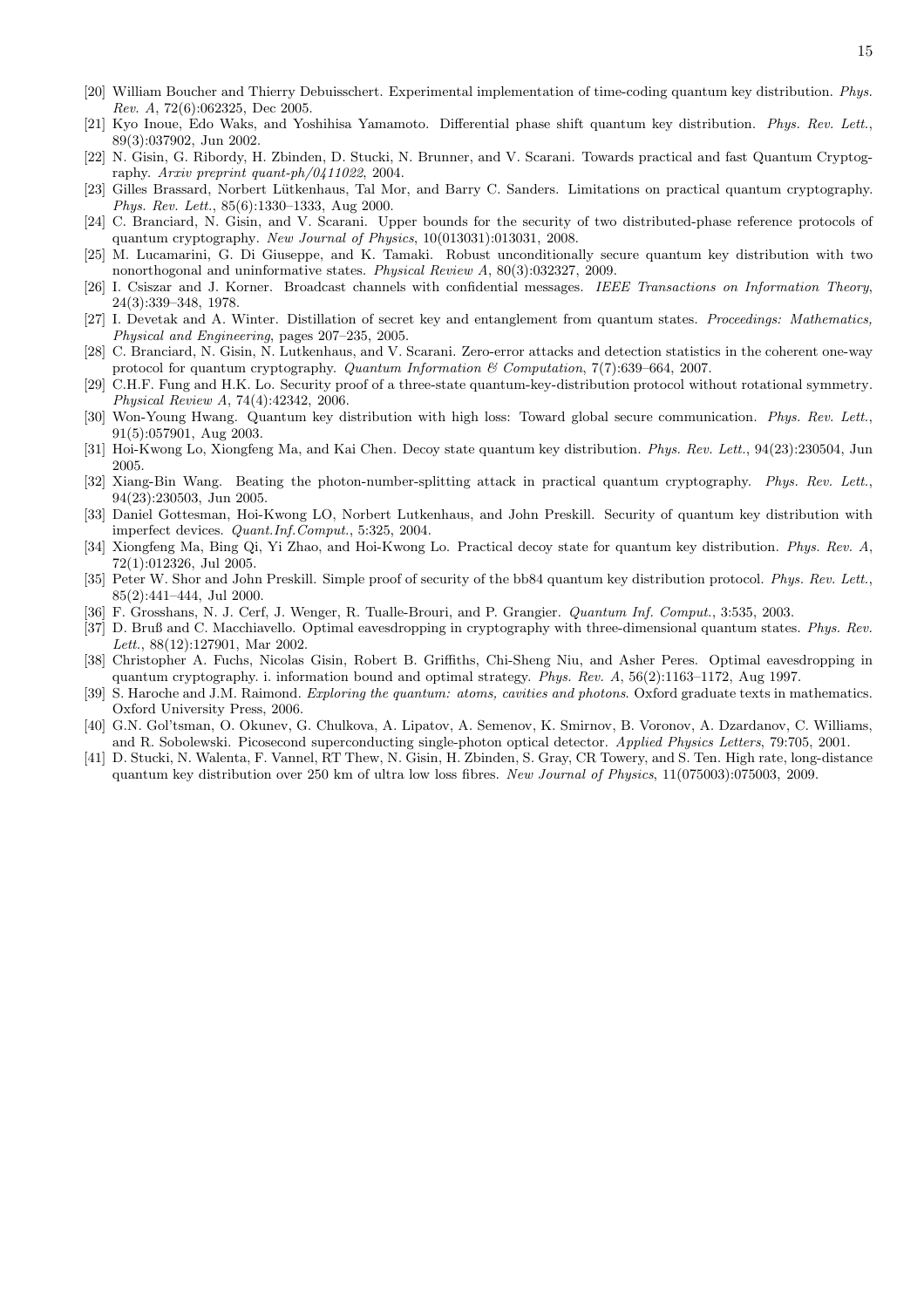[20] William Boucher and Thierry Debuisschert. Experimental implementation of time-coding quantum key distribution. *Phys. Rev. A*, 72(6):062325, Dec 2005.

[21] Kyo Inoue, Edo Waks, and Yoshihisa Yamamoto. Differential phase shift quantum key distribution. *Phys. Rev. Lett.*, 89(3):037902, Jun 2002.

[22] N. Gisin, G. Ribordy, H. Zbinden, D. Stucki, N. Brunner, and V. Scarani. Towards practical and fast Quantum Cryptography. *Arxiv preprint quant-ph/0411022*, 2004.

[23] Gilles Brassard, Norbert Lütkenhaus, Tal Mor, and Barry C. Sanders. Limitations on practical quantum cryptography. *Phys. Rev. Lett.*, 85(6):1330–1333, Aug 2000.

[24] C. Branciard, N. Gisin, and V. Scarani. Upper bounds for the security of two distributed-phase reference protocols of quantum cryptography. *New Journal of Physics*, 10(013031):013031, 2008.

[25] M. Lucamarini, G. Di Giuseppe, and K. Tamaki. Robust unconditionally secure quantum key distribution with two nonorthogonal and uninformative states. *Physical Review A*, 80(3):032327, 2009.

[26] I. Csiszar and J. Korner. Broadcast channels with confidential messages. *IEEE Transactions on Information Theory*, 24(3):339–348, 1978.

[27] I. Devetak and A. Winter. Distillation of secret key and entanglement from quantum states. *Proceedings: Mathematics, Physical and Engineering*, pages 207–235, 2005.

[28] C. Branciard, N. Gisin, N. Lutkenhaus, and V. Scarani. Zero-error attacks and detection statistics in the coherent one-way protocol for quantum cryptography. *Quantum Information & Computation*, 7(7):639–664, 2007.

[29] C.H.F. Fung and H.K. Lo. Security proof of a three-state quantum-key-distribution protocol without rotational symmetry. *Physical Review A*, 74(4):42342, 2006.

[30] Won-Young Hwang. Quantum key distribution with high loss: Toward global secure communication. *Phys. Rev. Lett.*, 91(5):057901, Aug 2003.

[31] Hoi-Kwong Lo, Xiongfeng Ma, and Kai Chen. Decoy state quantum key distribution. *Phys. Rev. Lett.*, 94(23):230504, Jun 2005.

[32] Xiang-Bin Wang. Beating the photon-number-splitting attack in practical quantum cryptography. *Phys. Rev. Lett.*, 94(23):230503, Jun 2005.

[33] Daniel Gottesman, Hoi-Kwong LO, Norbert Lutkenhaus, and John Preskill. Security of quantum key distribution with imperfect devices. *Quant.Inf.Comput.*, 5:325, 2004.

[34] Xiongfeng Ma, Bing Qi, Yi Zhao, and Hoi-Kwong Lo. Practical decoy state for quantum key distribution. *Phys. Rev. A*, 72(1):012326, Jul 2005.

[35] Peter W. Shor and John Preskill. Simple proof of security of the bb84 quantum key distribution protocol. *Phys. Rev. Lett.*, 85(2):441–444, Jul 2000.

[36] F. Grosshans, N. J. Cerf, J. Wenger, R. Tualle-Brouri, and P. Grangier. *Quantum Inf. Comput.*, 3:535, 2003.

[37] D. Bruß and C. Macchiavello. Optimal eavesdropping in cryptography with three-dimensional quantum states. *Phys. Rev. Lett.*, 88(12):127901, Mar 2002.

[38] Christopher A. Fuchs, Nicolas Gisin, Robert B. Griffiths, Chi-Sheng Niu, and Asher Peres. Optimal eavesdropping in quantum cryptography. i. information bound and optimal strategy. *Phys. Rev. A*, 56(2):1163–1172, Aug 1997.

[39] S. Haroche and J.M. Raimond. *Exploring the quantum: atoms, cavities and photons*. Oxford graduate texts in mathematics. Oxford University Press, 2006.

[40] G.N. Gol'tsman, O. Okunev, G. Chulkova, A. Lipatov, A. Semenov, K. Smirnov, B. Voronov, A. Dzardanov, C. Williams, and R. Sobolewski. Picosecond superconducting single-photon optical detector. *Applied Physics Letters*, 79:705, 2001.

[41] D. Stucki, N. Walenta, F. Vannel, RT Thew, N. Gisin, H. Zbinden, S. Gray, CR Towery, and S. Ten. High rate, long-distance quantum key distribution over 250 km of ultra low loss fibres. *New Journal of Physics*, 11(075003):075003, 2009.